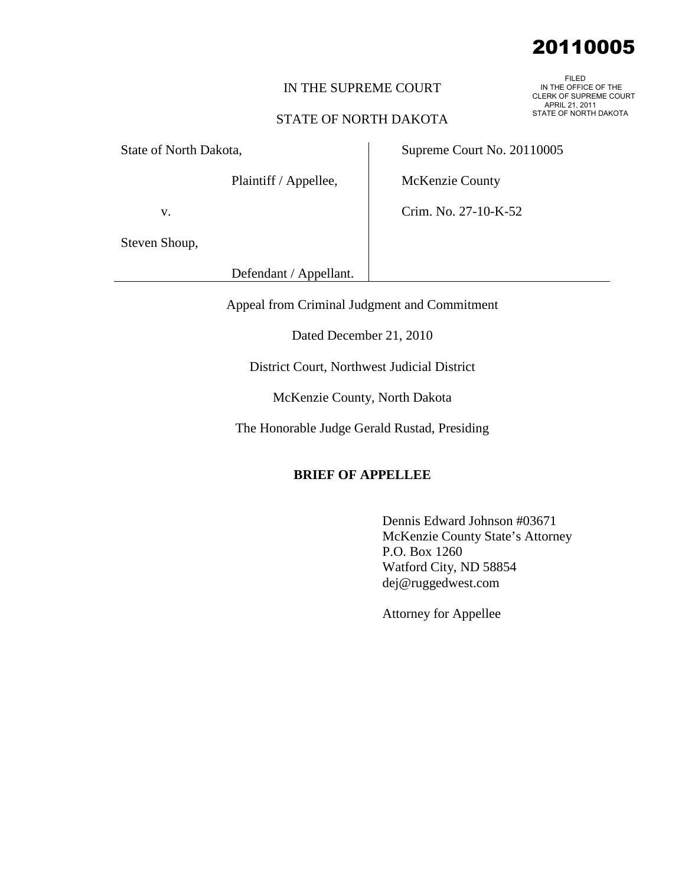20110005

FILED
IN THE OFFICE OF THE
CLERK OF SUPREME COURT
APRIL 21, 2011
STATE OF NORTH DAKOTA

IN THE SUPREME COURT

STATE OF NORTH DAKOTA

| | |
|---|---|
| State of North Dakota,<br><br>Plaintiff / Appellee,<br><br>v.<br><br>Steven Shoup,<br><br>Defendant / Appellant. | Supreme Court No. 20110005<br><br>McKenzie County<br><br>Crim. No. 27-10-K-52 |

Appeal from Criminal Judgment and Commitment

Dated December 21, 2010

District Court, Northwest Judicial District

McKenzie County, North Dakota

The Honorable Judge Gerald Rustad, Presiding

**BRIEF OF APPELLEE**

Dennis Edward Johnson #03671
McKenzie County State's Attorney
P.O. Box 1260
Watford City, ND 58854
dej@ruggedwest.com

Attorney for Appellee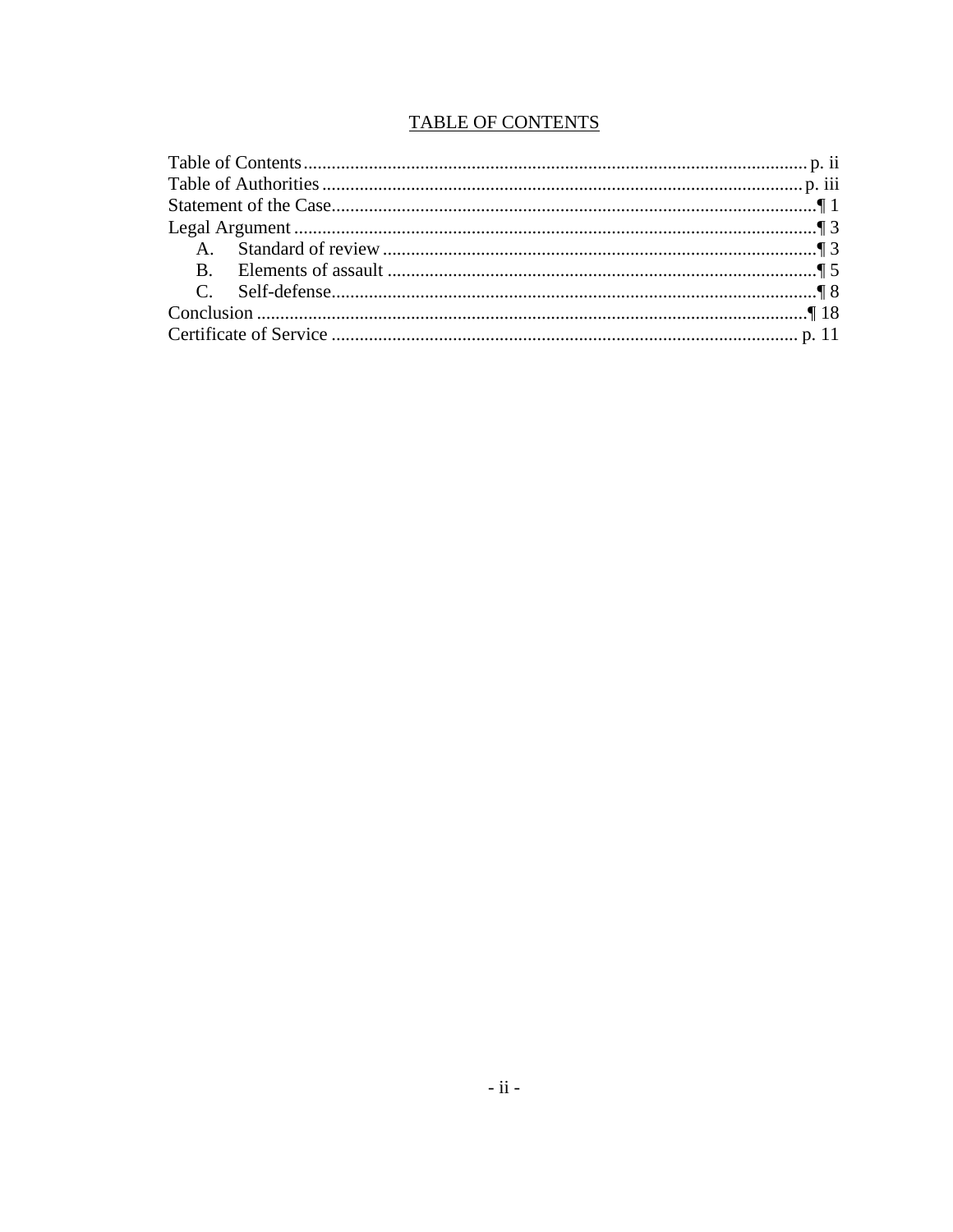## TABLE OF CONTENTS

| | |
|---|---|
| Table of Contents | p. ii |
| Table of Authorities | p. iii |
| Statement of the Case | ¶ 1 |
| Legal Argument | ¶ 3 |
| A. Standard of review | ¶ 3 |
| B. Elements of assault | ¶ 5 |
| C. Self-defense | ¶ 8 |
| Conclusion | ¶ 18 |
| Certificate of Service | p. 11 |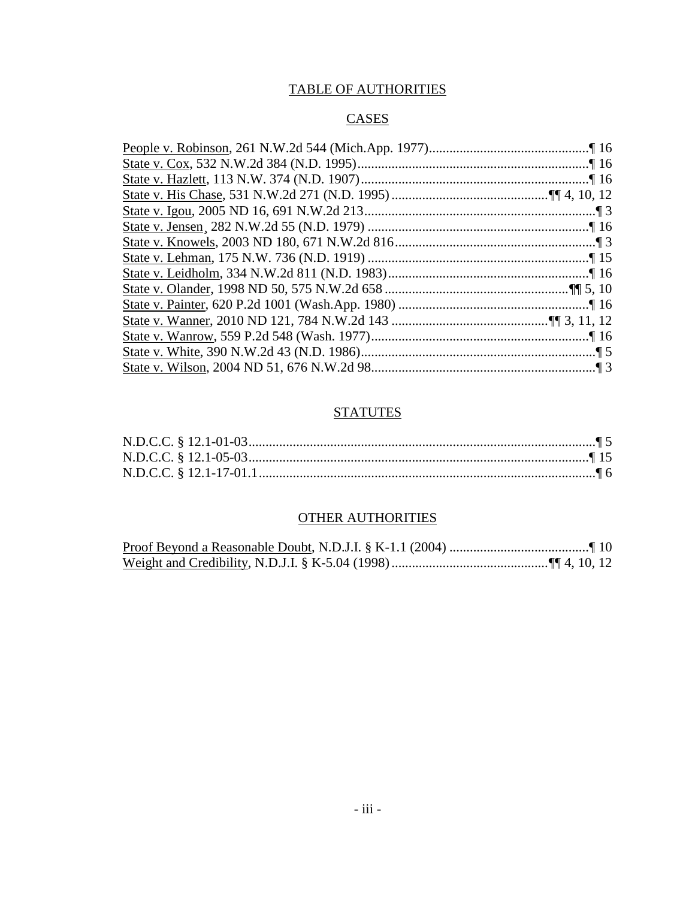# TABLE OF AUTHORITIES

## CASES

People v. Robinson, 261 N.W.2d 544 (Mich.App. 1977)................................................¶ 16
State v. Cox, 532 N.W.2d 384 (N.D. 1995)......................................................................¶ 16
State v. Hazlett, 113 N.W. 374 (N.D. 1907)......................................................................¶ 16
State v. His Chase, 531 N.W.2d 271 (N.D. 1995) .............................................¶¶ 4, 10, 12
State v. Igou, 2005 ND 16, 691 N.W.2d 213.......................................................................¶ 3
State v. Jensen¸ 282 N.W.2d 55 (N.D. 1979) ...................................................................¶ 16
State v. Knowels, 2003 ND 180, 671 N.W.2d 816..............................................................¶ 3
State v. Lehman, 175 N.W. 736 (N.D. 1919) ....................................................................¶ 15
State v. Leidholm, 334 N.W.2d 811 (N.D. 1983)..............................................................¶ 16
State v. Olander, 1998 ND 50, 575 N.W.2d 658 .......................................................¶¶ 5, 10
State v. Painter, 620 P.2d 1001 (Wash.App. 1980) ..........................................................¶ 16
State v. Wanner, 2010 ND 121, 784 N.W.2d 143 .............................................¶¶ 3, 11, 12
State v. Wanrow, 559 P.2d 548 (Wash. 1977)..................................................................¶ 16
State v. White, 390 N.W.2d 43 (N.D. 1986).......................................................................¶ 5
State v. Wilson, 2004 ND 51, 676 N.W.2d 98.....................................................................¶ 3

## STATUTES

N.D.C.C. § 12.1-01-03.........................................................................................................¶ 5
N.D.C.C. § 12.1-05-03.......................................................................................................¶ 15
N.D.C.C. § 12.1-17-01.1......................................................................................................¶ 6

## OTHER AUTHORITIES

Proof Beyond a Reasonable Doubt, N.D.J.I. § K-1.1 (2004) ..........................................¶ 10
Weight and Credibility, N.D.J.I. § K-5.04 (1998) .............................................¶¶ 4, 10, 12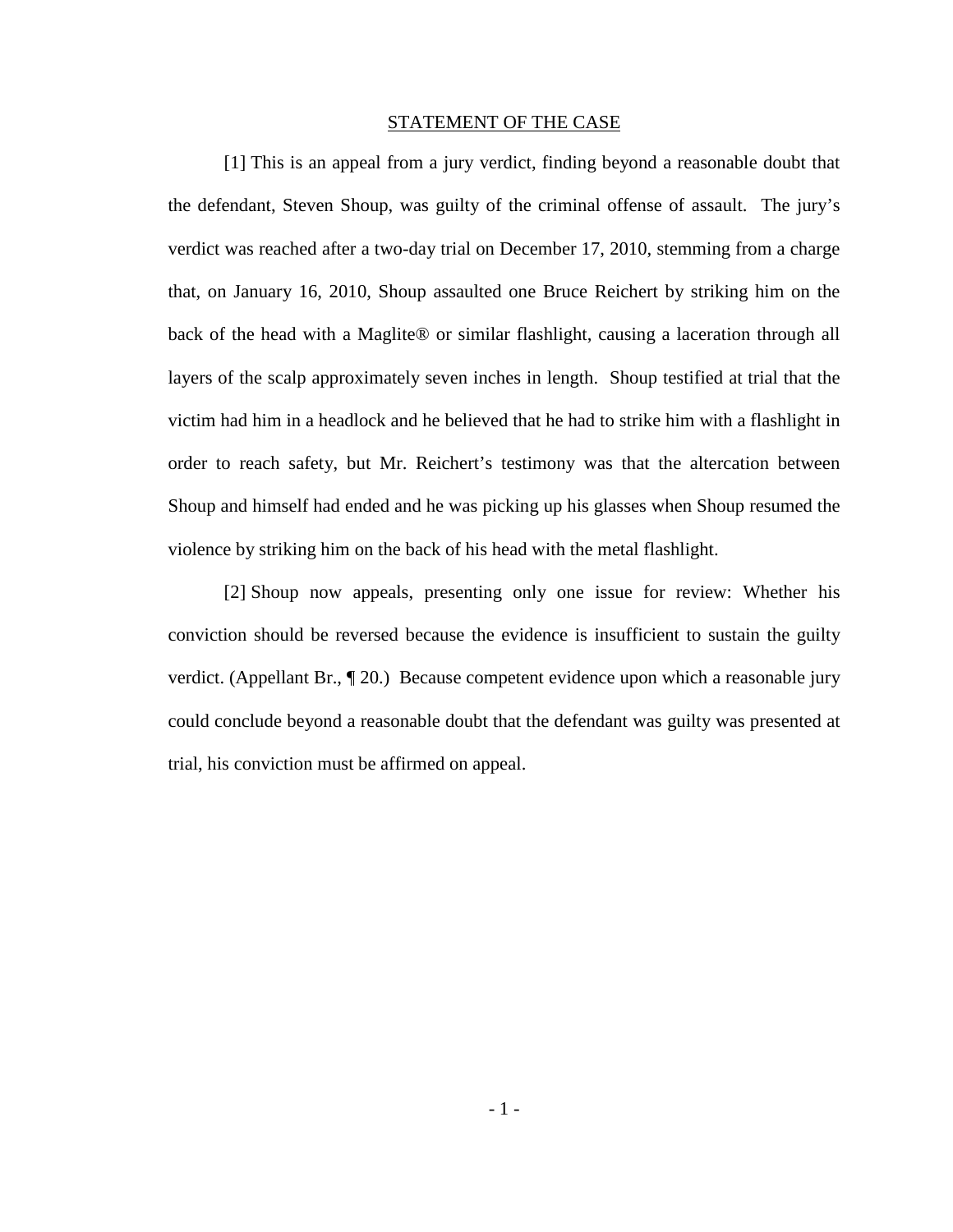## STATEMENT OF THE CASE

[1] This is an appeal from a jury verdict, finding beyond a reasonable doubt that the defendant, Steven Shoup, was guilty of the criminal offense of assault. The jury's verdict was reached after a two-day trial on December 17, 2010, stemming from a charge that, on January 16, 2010, Shoup assaulted one Bruce Reichert by striking him on the back of the head with a Maglite® or similar flashlight, causing a laceration through all layers of the scalp approximately seven inches in length. Shoup testified at trial that the victim had him in a headlock and he believed that he had to strike him with a flashlight in order to reach safety, but Mr. Reichert's testimony was that the altercation between Shoup and himself had ended and he was picking up his glasses when Shoup resumed the violence by striking him on the back of his head with the metal flashlight.

[2] Shoup now appeals, presenting only one issue for review: Whether his conviction should be reversed because the evidence is insufficient to sustain the guilty verdict. (Appellant Br., ¶ 20.) Because competent evidence upon which a reasonable jury could conclude beyond a reasonable doubt that the defendant was guilty was presented at trial, his conviction must be affirmed on appeal.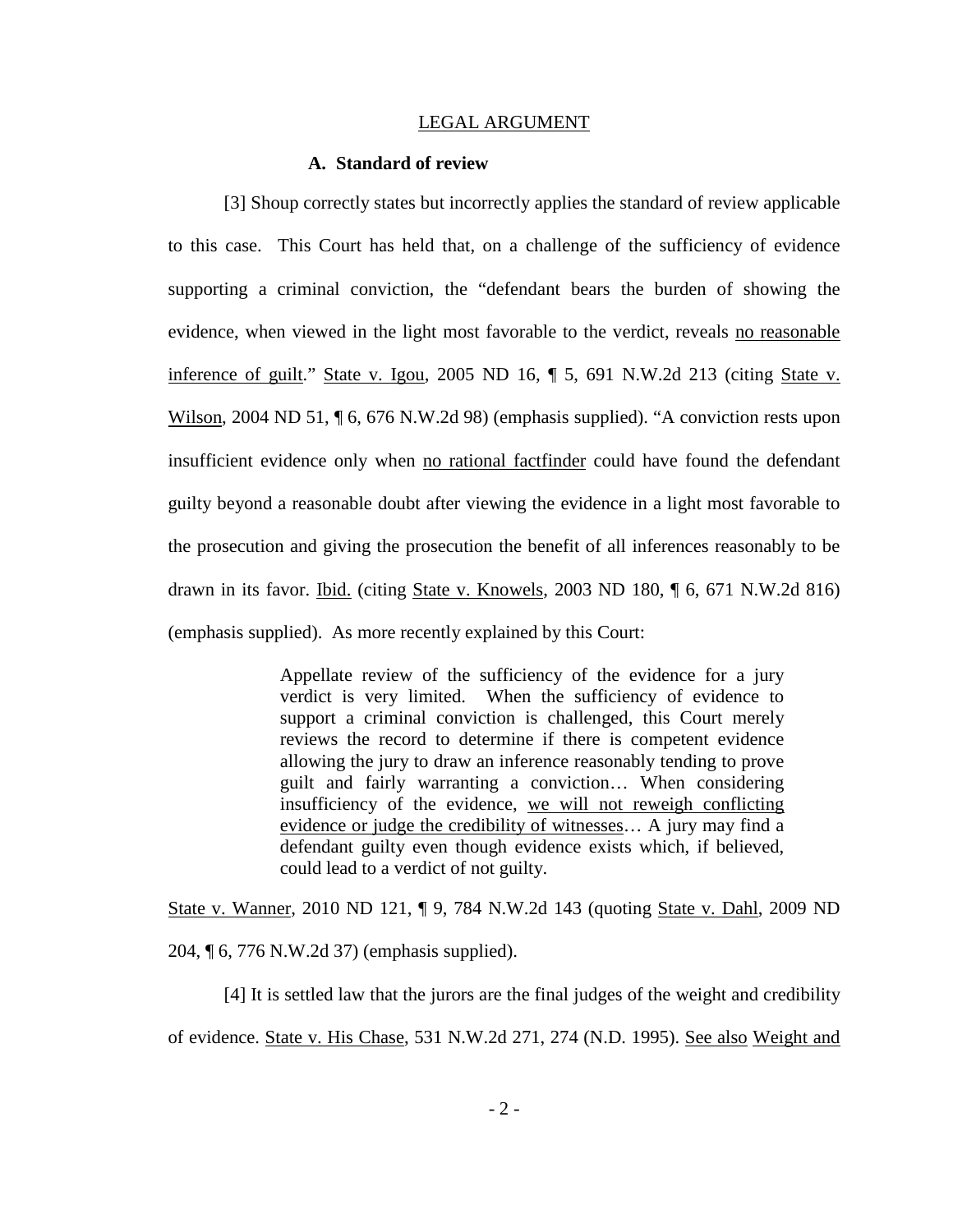## LEGAL ARGUMENT

### A. Standard of review

[3] Shoup correctly states but incorrectly applies the standard of review applicable to this case. This Court has held that, on a challenge of the sufficiency of evidence supporting a criminal conviction, the "defendant bears the burden of showing the evidence, when viewed in the light most favorable to the verdict, reveals no reasonable inference of guilt." State v. Igou, 2005 ND 16, ¶ 5, 691 N.W.2d 213 (citing State v. Wilson, 2004 ND 51, ¶ 6, 676 N.W.2d 98) (emphasis supplied). "A conviction rests upon insufficient evidence only when no rational factfinder could have found the defendant guilty beyond a reasonable doubt after viewing the evidence in a light most favorable to the prosecution and giving the prosecution the benefit of all inferences reasonably to be drawn in its favor. Ibid. (citing State v. Knowels, 2003 ND 180, ¶ 6, 671 N.W.2d 816) (emphasis supplied). As more recently explained by this Court:

> Appellate review of the sufficiency of the evidence for a jury verdict is very limited. When the sufficiency of evidence to support a criminal conviction is challenged, this Court merely reviews the record to determine if there is competent evidence allowing the jury to draw an inference reasonably tending to prove guilt and fairly warranting a conviction… When considering insufficiency of the evidence, we will not reweigh conflicting evidence or judge the credibility of witnesses… A jury may find a defendant guilty even though evidence exists which, if believed, could lead to a verdict of not guilty.

State v. Wanner, 2010 ND 121, ¶ 9, 784 N.W.2d 143 (quoting State v. Dahl, 2009 ND 204, ¶ 6, 776 N.W.2d 37) (emphasis supplied).

[4] It is settled law that the jurors are the final judges of the weight and credibility of evidence. State v. His Chase, 531 N.W.2d 271, 274 (N.D. 1995). See also Weight and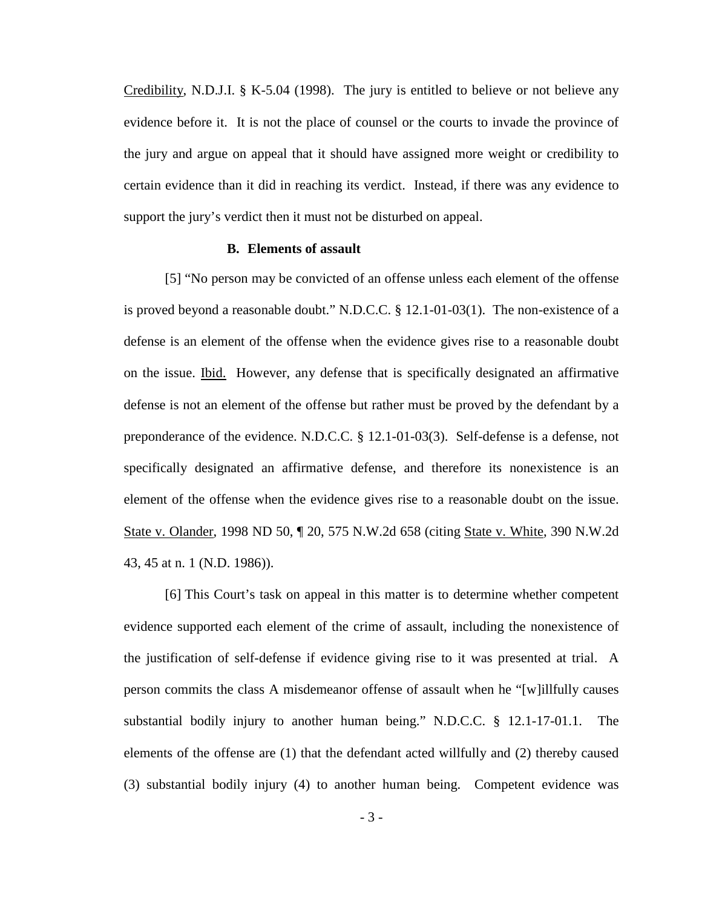Credibility, N.D.J.I. § K-5.04 (1998). The jury is entitled to believe or not believe any evidence before it. It is not the place of counsel or the courts to invade the province of the jury and argue on appeal that it should have assigned more weight or credibility to certain evidence than it did in reaching its verdict. Instead, if there was any evidence to support the jury's verdict then it must not be disturbed on appeal.

**B. Elements of assault**

[5] "No person may be convicted of an offense unless each element of the offense is proved beyond a reasonable doubt." N.D.C.C. § 12.1-01-03(1). The non-existence of a defense is an element of the offense when the evidence gives rise to a reasonable doubt on the issue. Ibid. However, any defense that is specifically designated an affirmative defense is not an element of the offense but rather must be proved by the defendant by a preponderance of the evidence. N.D.C.C. § 12.1-01-03(3). Self-defense is a defense, not specifically designated an affirmative defense, and therefore its nonexistence is an element of the offense when the evidence gives rise to a reasonable doubt on the issue. State v. Olander, 1998 ND 50, ¶ 20, 575 N.W.2d 658 (citing State v. White, 390 N.W.2d 43, 45 at n. 1 (N.D. 1986)).

[6] This Court's task on appeal in this matter is to determine whether competent evidence supported each element of the crime of assault, including the nonexistence of the justification of self-defense if evidence giving rise to it was presented at trial. A person commits the class A misdemeanor offense of assault when he "[w]illfully causes substantial bodily injury to another human being." N.D.C.C. § 12.1-17-01.1. The elements of the offense are (1) that the defendant acted willfully and (2) thereby caused (3) substantial bodily injury (4) to another human being. Competent evidence was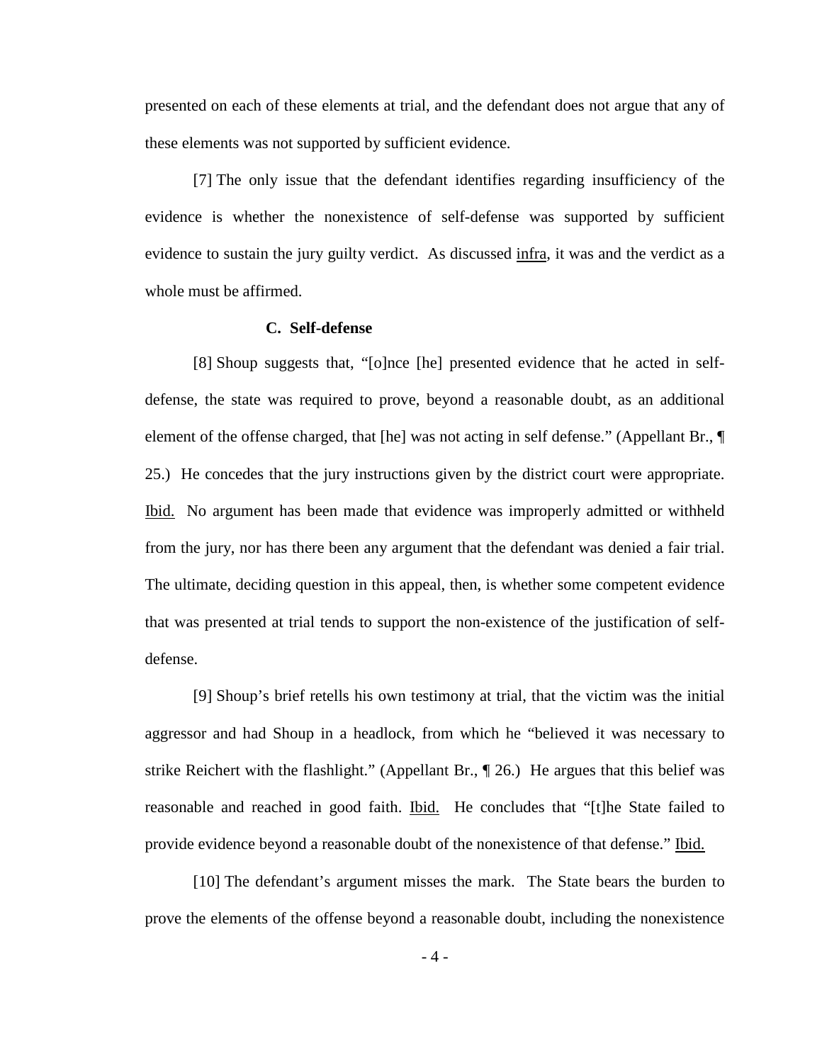presented on each of these elements at trial, and the defendant does not argue that any of these elements was not supported by sufficient evidence.

[7] The only issue that the defendant identifies regarding insufficiency of the evidence is whether the nonexistence of self-defense was supported by sufficient evidence to sustain the jury guilty verdict. As discussed infra, it was and the verdict as a whole must be affirmed.

### C. Self-defense

[8] Shoup suggests that, "[o]nce [he] presented evidence that he acted in self-defense, the state was required to prove, beyond a reasonable doubt, as an additional element of the offense charged, that [he] was not acting in self defense." (Appellant Br., ¶ 25.) He concedes that the jury instructions given by the district court were appropriate. Ibid. No argument has been made that evidence was improperly admitted or withheld from the jury, nor has there been any argument that the defendant was denied a fair trial. The ultimate, deciding question in this appeal, then, is whether some competent evidence that was presented at trial tends to support the non-existence of the justification of self-defense.

[9] Shoup's brief retells his own testimony at trial, that the victim was the initial aggressor and had Shoup in a headlock, from which he "believed it was necessary to strike Reichert with the flashlight." (Appellant Br., ¶ 26.) He argues that this belief was reasonable and reached in good faith. Ibid. He concludes that "[t]he State failed to provide evidence beyond a reasonable doubt of the nonexistence of that defense." Ibid.

[10] The defendant's argument misses the mark. The State bears the burden to prove the elements of the offense beyond a reasonable doubt, including the nonexistence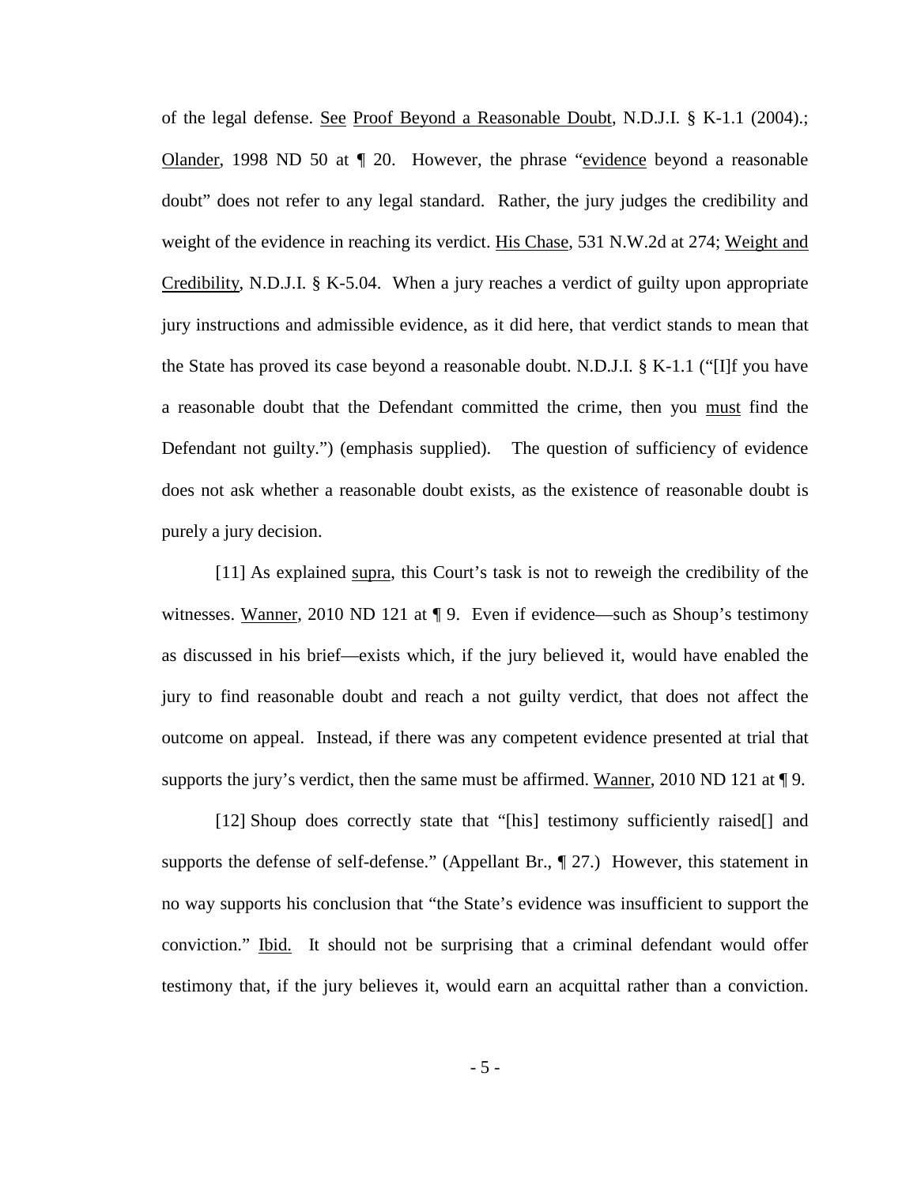of the legal defense. See Proof Beyond a Reasonable Doubt, N.D.J.I. § K-1.1 (2004).; Olander, 1998 ND 50 at ¶ 20. However, the phrase "evidence beyond a reasonable doubt" does not refer to any legal standard. Rather, the jury judges the credibility and weight of the evidence in reaching its verdict. His Chase, 531 N.W.2d at 274; Weight and Credibility, N.D.J.I. § K-5.04. When a jury reaches a verdict of guilty upon appropriate jury instructions and admissible evidence, as it did here, that verdict stands to mean that the State has proved its case beyond a reasonable doubt. N.D.J.I. § K-1.1 ("[I]f you have a reasonable doubt that the Defendant committed the crime, then you must find the Defendant not guilty.") (emphasis supplied). The question of sufficiency of evidence does not ask whether a reasonable doubt exists, as the existence of reasonable doubt is purely a jury decision.

[11] As explained supra, this Court's task is not to reweigh the credibility of the witnesses. Wanner, 2010 ND 121 at ¶ 9. Even if evidence—such as Shoup's testimony as discussed in his brief—exists which, if the jury believed it, would have enabled the jury to find reasonable doubt and reach a not guilty verdict, that does not affect the outcome on appeal. Instead, if there was any competent evidence presented at trial that supports the jury's verdict, then the same must be affirmed. Wanner, 2010 ND 121 at ¶ 9.

[12] Shoup does correctly state that "[his] testimony sufficiently raised[] and supports the defense of self-defense." (Appellant Br., ¶ 27.) However, this statement in no way supports his conclusion that "the State's evidence was insufficient to support the conviction." Ibid. It should not be surprising that a criminal defendant would offer testimony that, if the jury believes it, would earn an acquittal rather than a conviction.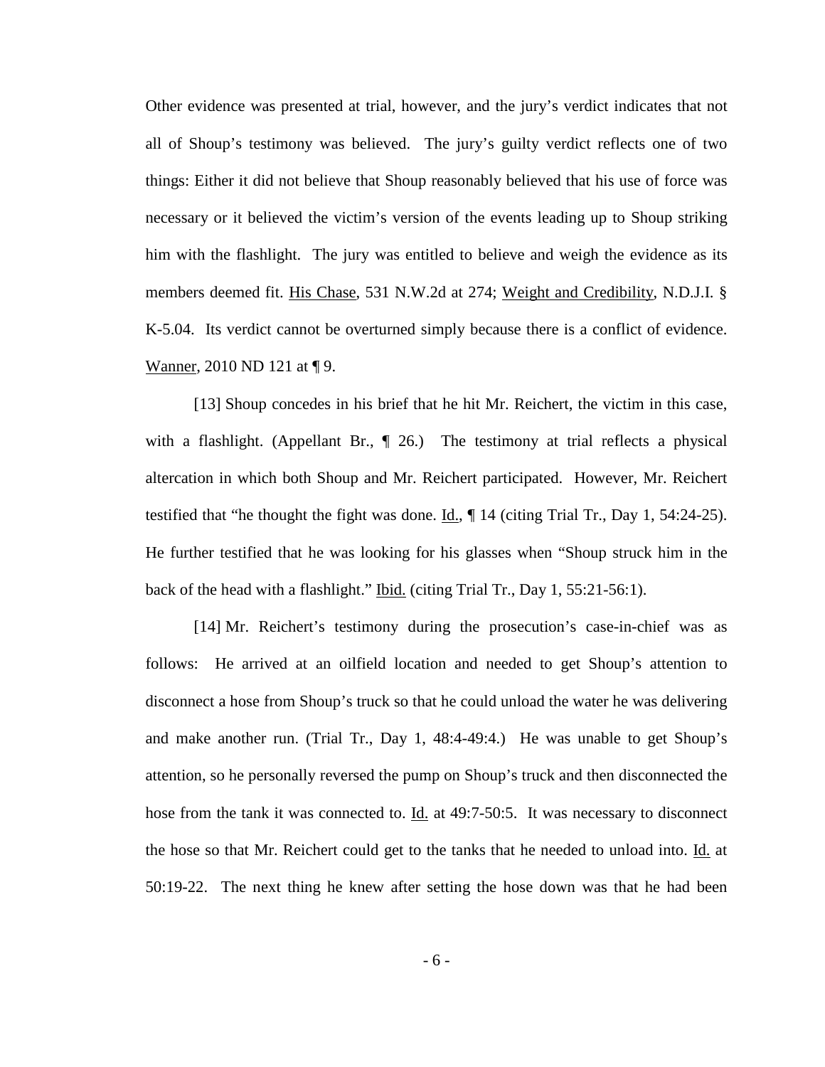Other evidence was presented at trial, however, and the jury's verdict indicates that not all of Shoup's testimony was believed. The jury's guilty verdict reflects one of two things: Either it did not believe that Shoup reasonably believed that his use of force was necessary or it believed the victim's version of the events leading up to Shoup striking him with the flashlight. The jury was entitled to believe and weigh the evidence as its members deemed fit. His Chase, 531 N.W.2d at 274; Weight and Credibility, N.D.J.I. § K-5.04. Its verdict cannot be overturned simply because there is a conflict of evidence. Wanner, 2010 ND 121 at ¶ 9.

[13] Shoup concedes in his brief that he hit Mr. Reichert, the victim in this case, with a flashlight. (Appellant Br., ¶ 26.) The testimony at trial reflects a physical altercation in which both Shoup and Mr. Reichert participated. However, Mr. Reichert testified that "he thought the fight was done. Id., ¶ 14 (citing Trial Tr., Day 1, 54:24-25). He further testified that he was looking for his glasses when "Shoup struck him in the back of the head with a flashlight." Ibid. (citing Trial Tr., Day 1, 55:21-56:1).

[14] Mr. Reichert's testimony during the prosecution's case-in-chief was as follows: He arrived at an oilfield location and needed to get Shoup's attention to disconnect a hose from Shoup's truck so that he could unload the water he was delivering and make another run. (Trial Tr., Day 1, 48:4-49:4.) He was unable to get Shoup's attention, so he personally reversed the pump on Shoup's truck and then disconnected the hose from the tank it was connected to. Id. at 49:7-50:5. It was necessary to disconnect the hose so that Mr. Reichert could get to the tanks that he needed to unload into. Id. at 50:19-22. The next thing he knew after setting the hose down was that he had been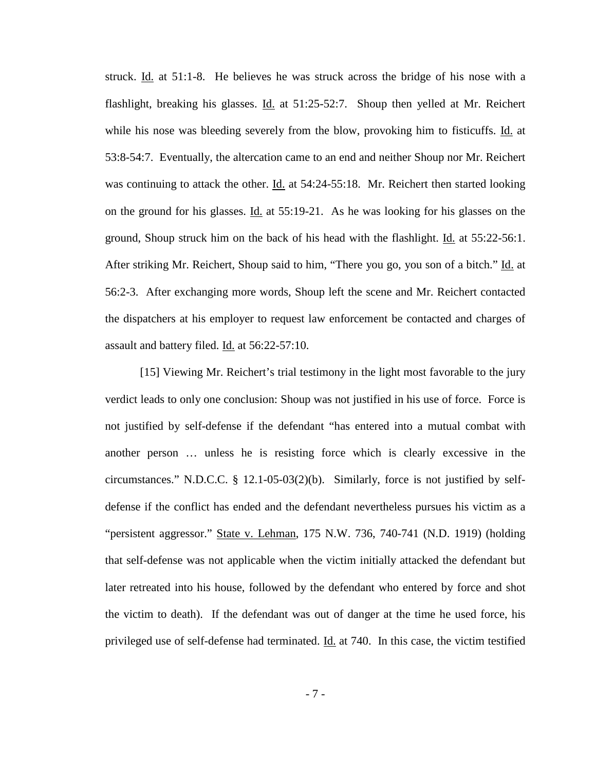struck. Id. at 51:1-8. He believes he was struck across the bridge of his nose with a flashlight, breaking his glasses. Id. at 51:25-52:7. Shoup then yelled at Mr. Reichert while his nose was bleeding severely from the blow, provoking him to fisticuffs. Id. at 53:8-54:7. Eventually, the altercation came to an end and neither Shoup nor Mr. Reichert was continuing to attack the other. Id. at 54:24-55:18. Mr. Reichert then started looking on the ground for his glasses. Id. at 55:19-21. As he was looking for his glasses on the ground, Shoup struck him on the back of his head with the flashlight. Id. at 55:22-56:1. After striking Mr. Reichert, Shoup said to him, "There you go, you son of a bitch." Id. at 56:2-3. After exchanging more words, Shoup left the scene and Mr. Reichert contacted the dispatchers at his employer to request law enforcement be contacted and charges of assault and battery filed. Id. at 56:22-57:10.

[15] Viewing Mr. Reichert's trial testimony in the light most favorable to the jury verdict leads to only one conclusion: Shoup was not justified in his use of force. Force is not justified by self-defense if the defendant "has entered into a mutual combat with another person … unless he is resisting force which is clearly excessive in the circumstances." N.D.C.C. § 12.1-05-03(2)(b). Similarly, force is not justified by self-defense if the conflict has ended and the defendant nevertheless pursues his victim as a "persistent aggressor." State v. Lehman, 175 N.W. 736, 740-741 (N.D. 1919) (holding that self-defense was not applicable when the victim initially attacked the defendant but later retreated into his house, followed by the defendant who entered by force and shot the victim to death). If the defendant was out of danger at the time he used force, his privileged use of self-defense had terminated. Id. at 740. In this case, the victim testified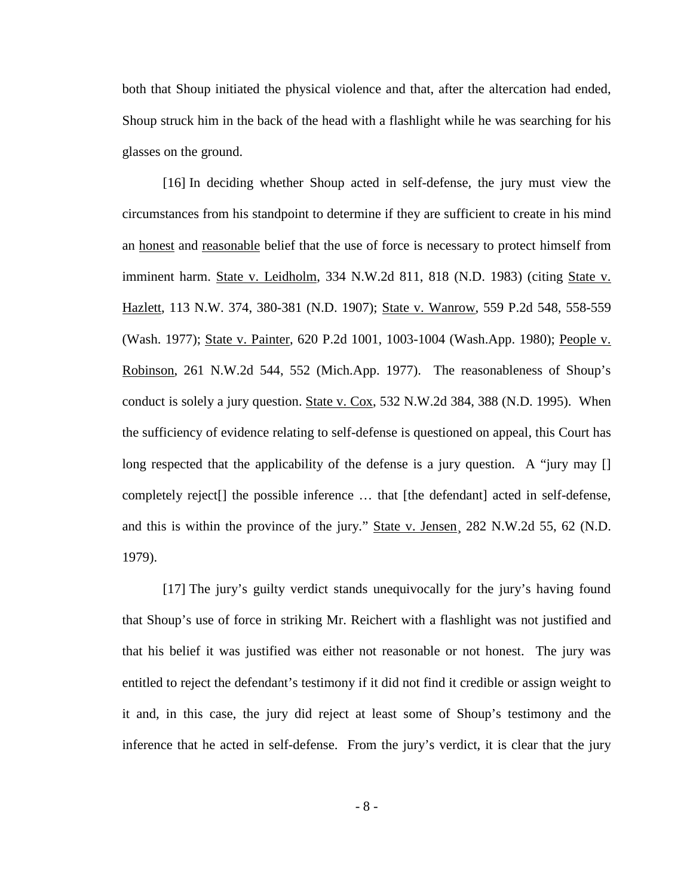both that Shoup initiated the physical violence and that, after the altercation had ended, Shoup struck him in the back of the head with a flashlight while he was searching for his glasses on the ground.

[16] In deciding whether Shoup acted in self-defense, the jury must view the circumstances from his standpoint to determine if they are sufficient to create in his mind an honest and reasonable belief that the use of force is necessary to protect himself from imminent harm. State v. Leidholm, 334 N.W.2d 811, 818 (N.D. 1983) (citing State v. Hazlett, 113 N.W. 374, 380-381 (N.D. 1907); State v. Wanrow, 559 P.2d 548, 558-559 (Wash. 1977); State v. Painter, 620 P.2d 1001, 1003-1004 (Wash.App. 1980); People v. Robinson, 261 N.W.2d 544, 552 (Mich.App. 1977). The reasonableness of Shoup's conduct is solely a jury question. State v. Cox, 532 N.W.2d 384, 388 (N.D. 1995). When the sufficiency of evidence relating to self-defense is questioned on appeal, this Court has long respected that the applicability of the defense is a jury question. A "jury may [] completely reject[] the possible inference … that [the defendant] acted in self-defense, and this is within the province of the jury." State v. Jensen, 282 N.W.2d 55, 62 (N.D. 1979).

[17] The jury's guilty verdict stands unequivocally for the jury's having found that Shoup's use of force in striking Mr. Reichert with a flashlight was not justified and that his belief it was justified was either not reasonable or not honest. The jury was entitled to reject the defendant's testimony if it did not find it credible or assign weight to it and, in this case, the jury did reject at least some of Shoup's testimony and the inference that he acted in self-defense. From the jury's verdict, it is clear that the jury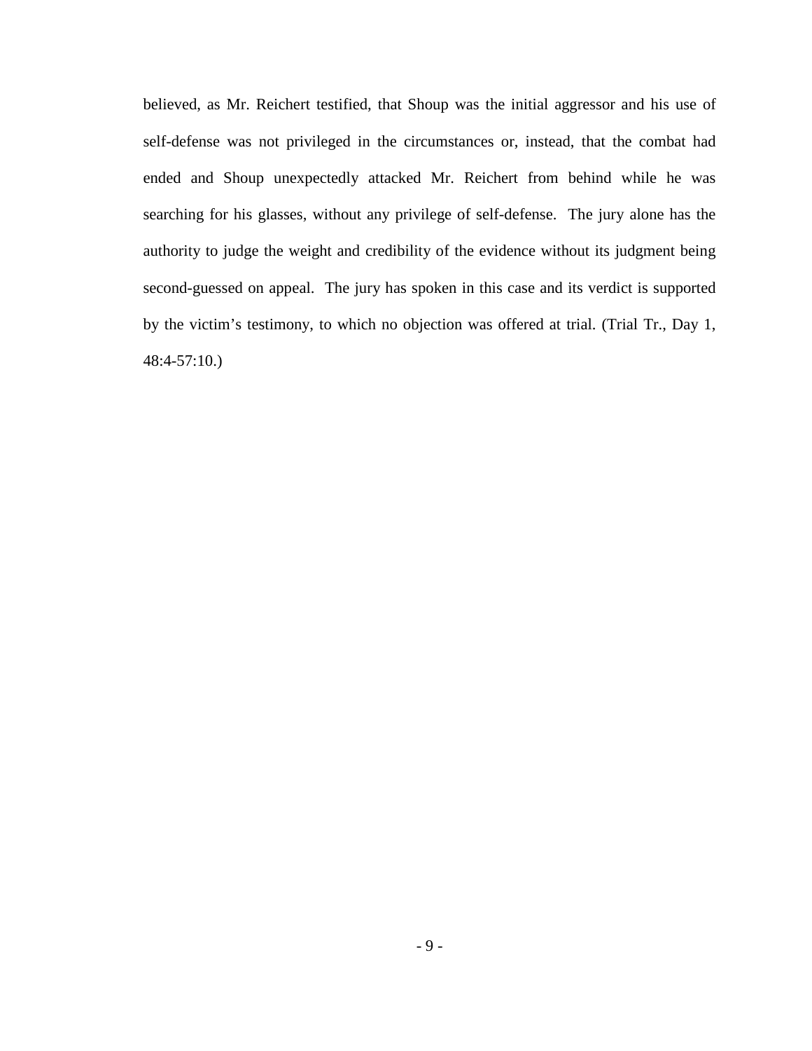believed, as Mr. Reichert testified, that Shoup was the initial aggressor and his use of self-defense was not privileged in the circumstances or, instead, that the combat had ended and Shoup unexpectedly attacked Mr. Reichert from behind while he was searching for his glasses, without any privilege of self-defense. The jury alone has the authority to judge the weight and credibility of the evidence without its judgment being second-guessed on appeal. The jury has spoken in this case and its verdict is supported by the victim's testimony, to which no objection was offered at trial. (Trial Tr., Day 1, 48:4-57:10.)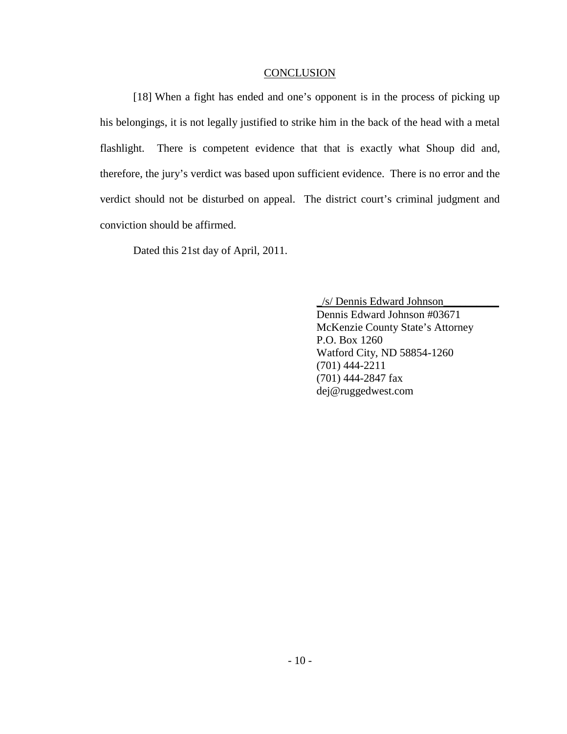## CONCLUSION

[18] When a fight has ended and one's opponent is in the process of picking up his belongings, it is not legally justified to strike him in the back of the head with a metal flashlight. There is competent evidence that that is exactly what Shoup did and, therefore, the jury's verdict was based upon sufficient evidence. There is no error and the verdict should not be disturbed on appeal. The district court's criminal judgment and conviction should be affirmed.

Dated this 21st day of April, 2011.

_/s/ Dennis Edward Johnson__________
Dennis Edward Johnson #03671
McKenzie County State's Attorney
P.O. Box 1260
Watford City, ND 58854-1260
(701) 444-2211
(701) 444-2847 fax
dej@ruggedwest.com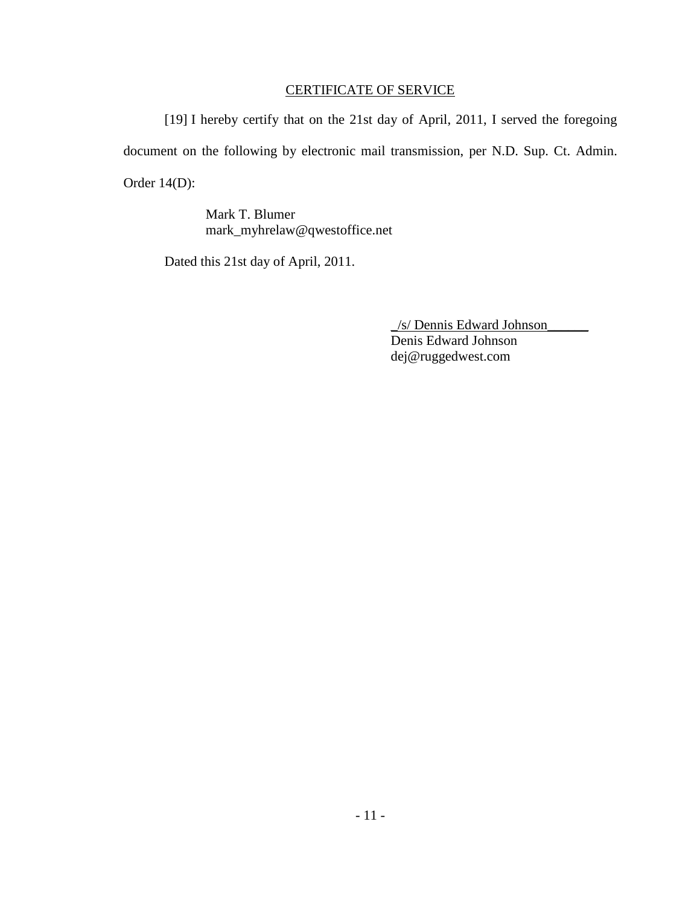## CERTIFICATE OF SERVICE

[19] I hereby certify that on the 21st day of April, 2011, I served the foregoing document on the following by electronic mail transmission, per N.D. Sup. Ct. Admin. Order 14(D):

Mark T. Blumer
mark_myhrelaw@qwestoffice.net

Dated this 21st day of April, 2011.

_/s/ Dennis Edward Johnson______
Denis Edward Johnson
dej@ruggedwest.com